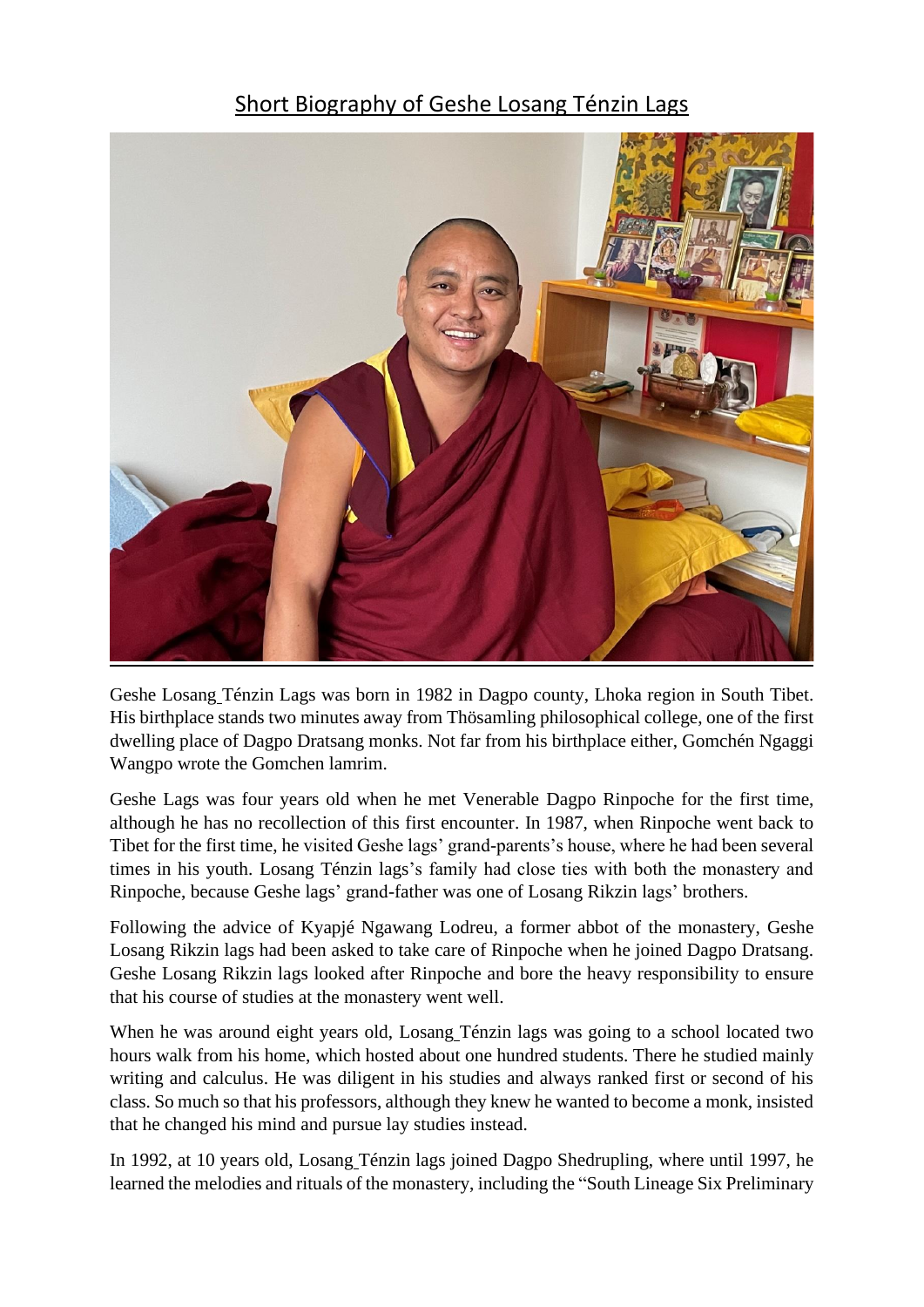# Short Biography of Geshe Losang Ténzin Lags

Geshe Losang Ténzin Lags was born in 1982 in Dagpo county, Lhoka region in South Tibet. His birthplace stands two minutes away from Thösamling philosophical college, one of the first dwelling place of Dagpo Dratsang monks. Not far from his birthplace either, Gomchén Ngaggi Wangpo wrote the Gomchen lamrim.

Geshe Lags was four years old when he met Venerable Dagpo Rinpoche for the first time, although he has no recollection of this first encounter. In 1987, when Rinpoche went back to Tibet for the first time, he visited Geshe lags' grand-parents's house, where he had been several times in his youth. Losang Ténzin lags's family had close ties with both the monastery and Rinpoche, because Geshe lags' grand-father was one of Losang Rikzin lags' brothers.

Following the advice of Kyapjé Ngawang Lodreu, a former abbot of the monastery, Geshe Losang Rikzin lags had been asked to take care of Rinpoche when he joined Dagpo Dratsang. Geshe Losang Rikzin lags looked after Rinpoche and bore the heavy responsibility to ensure that his course of studies at the monastery went well.

When he was around eight years old, Losang Ténzin lags was going to a school located two hours walk from his home, which hosted about one hundred students. There he studied mainly writing and calculus. He was diligent in his studies and always ranked first or second of his class. So much so that his professors, although they knew he wanted to become a monk, insisted that he changed his mind and pursue lay studies instead.

In 1992, at 10 years old, Losang Ténzin lags joined Dagpo Shedrupling, where until 1997, he learned the melodies and rituals of the monastery, including the "South Lineage Six Preliminary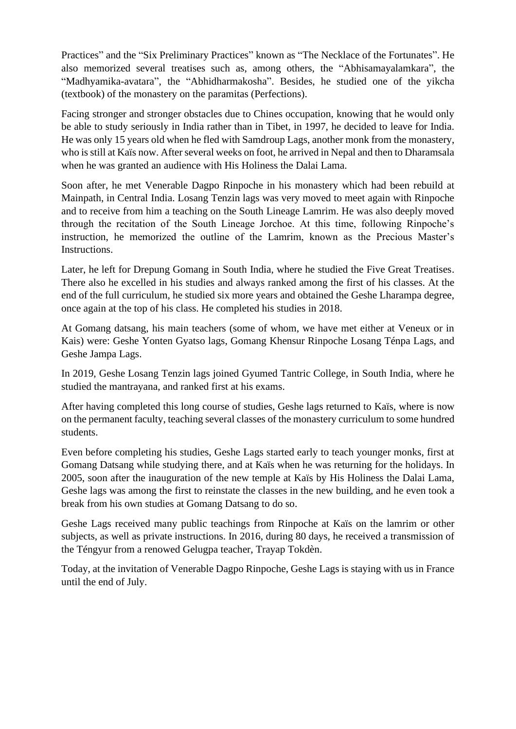Practices" and the "Six Preliminary Practices" known as "The Necklace of the Fortunates". He also memorized several treatises such as, among others, the "Abhisamayalamkara", the "Madhyamika-avatara", the "Abhidharmakosha". Besides, he studied one of the yikcha (textbook) of the monastery on the paramitas (Perfections).

Facing stronger and stronger obstacles due to Chines occupation, knowing that he would only be able to study seriously in India rather than in Tibet, in 1997, he decided to leave for India. He was only 15 years old when he fled with Samdroup Lags, another monk from the monastery, who is still at Kaïs now. After several weeks on foot, he arrived in Nepal and then to Dharamsala when he was granted an audience with His Holiness the Dalai Lama.

Soon after, he met Venerable Dagpo Rinpoche in his monastery which had been rebuild at Mainpath, in Central India. Losang Tenzin lags was very moved to meet again with Rinpoche and to receive from him a teaching on the South Lineage Lamrim. He was also deeply moved through the recitation of the South Lineage Jorchoe. At this time, following Rinpoche's instruction, he memorized the outline of the Lamrim, known as the Precious Master's Instructions.

Later, he left for Drepung Gomang in South India, where he studied the Five Great Treatises. There also he excelled in his studies and always ranked among the first of his classes. At the end of the full curriculum, he studied six more years and obtained the Geshe Lharampa degree, once again at the top of his class. He completed his studies in 2018.

At Gomang datsang, his main teachers (some of whom, we have met either at Veneux or in Kais) were: Geshe Yonten Gyatso lags, Gomang Khensur Rinpoche Losang Ténpa Lags, and Geshe Jampa Lags.

In 2019, Geshe Losang Tenzin lags joined Gyumed Tantric College, in South India, where he studied the mantrayana, and ranked first at his exams.

After having completed this long course of studies, Geshe lags returned to Kaïs, where is now on the permanent faculty, teaching several classes of the monastery curriculum to some hundred students.

Even before completing his studies, Geshe Lags started early to teach younger monks, first at Gomang Datsang while studying there, and at Kaïs when he was returning for the holidays. In 2005, soon after the inauguration of the new temple at Kaïs by His Holiness the Dalai Lama, Geshe lags was among the first to reinstate the classes in the new building, and he even took a break from his own studies at Gomang Datsang to do so.

Geshe Lags received many public teachings from Rinpoche at Kaïs on the lamrim or other subjects, as well as private instructions. In 2016, during 80 days, he received a transmission of the Téngyur from a renowed Gelugpa teacher, Trayap Tokdèn.

Today, at the invitation of Venerable Dagpo Rinpoche, Geshe Lags is staying with us in France until the end of July.